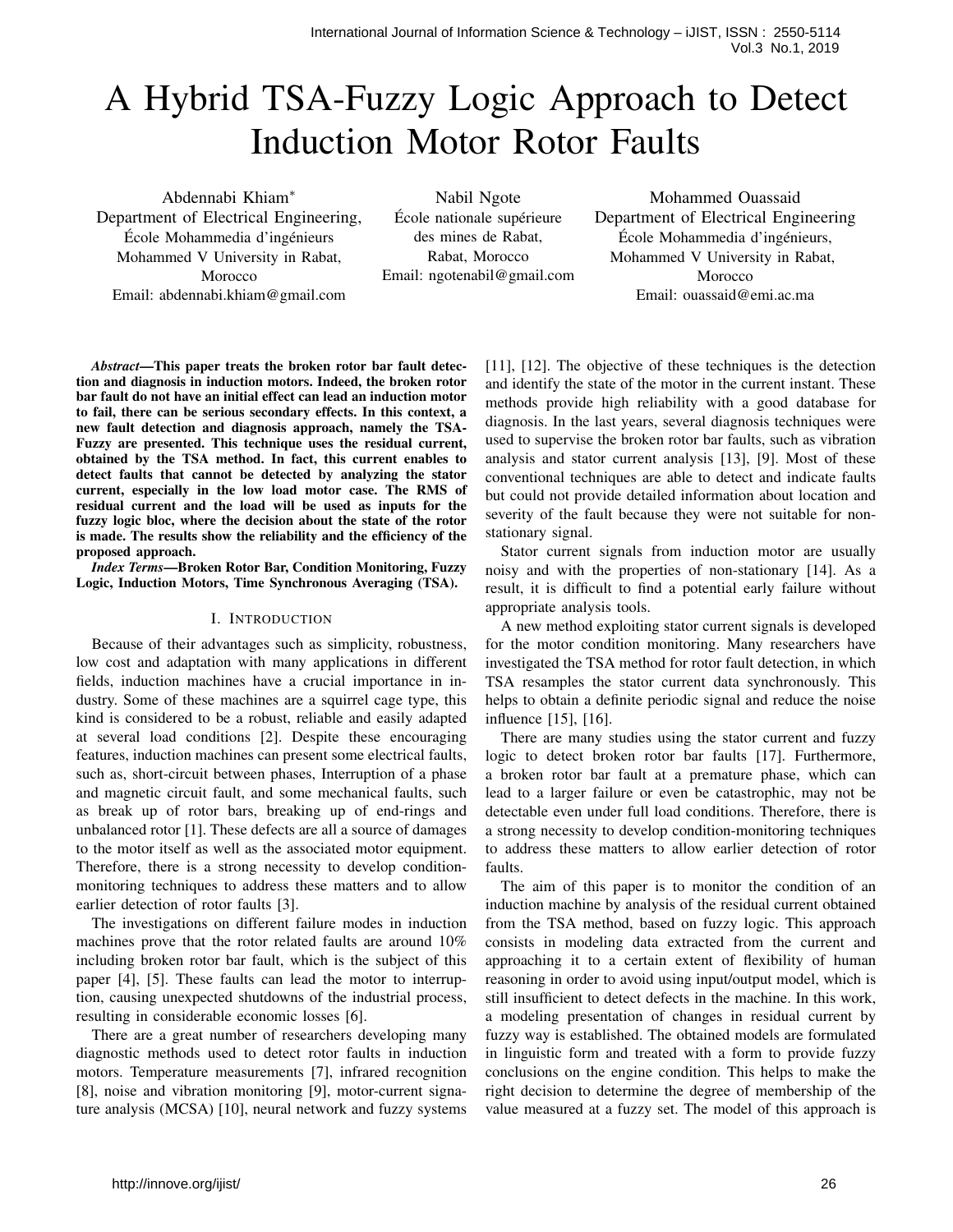// A Hybrid TSA-Fuzzy Logic Approach to Detect Induction Motor Rotor Faults

Abdennabi Khiam*
Department of Electrical Engineering,
École Mohammedia d'ingénieurs
Mohammed V University in Rabat,
Morocco
Email: abdennabi.khiam@gmail.com

Nabil Ngote
École nationale supérieure
des mines de Rabat,
Rabat, Morocco
Email: ngotenabil@gmail.com

Mohammed Ouassaid
Department of Electrical Engineering
École Mohammedia d'ingénieurs,
Mohammed V University in Rabat,
Morocco
Email: ouassaid@emi.ac.ma

***Abstract*—This paper treats the broken rotor bar fault detection and diagnosis in induction motors. Indeed, the broken rotor bar fault do not have an initial effect can lead an induction motor to fail, there can be serious secondary effects. In this context, a new fault detection and diagnosis approach, namely the TSA-Fuzzy are presented. This technique uses the residual current, obtained by the TSA method. In fact, this current enables to detect faults that cannot be detected by analyzing the stator current, especially in the low load motor case. The RMS of residual current and the load will be used as inputs for the fuzzy logic bloc, where the decision about the state of the rotor is made. The results show the reliability and the efficiency of the proposed approach.**

***Index Terms*—Broken Rotor Bar, Condition Monitoring, Fuzzy Logic, Induction Motors, Time Synchronous Averaging (TSA).**

## I. Introduction

Because of their advantages such as simplicity, robustness, low cost and adaptation with many applications in different fields, induction machines have a crucial importance in industry. Some of these machines are a squirrel cage type, this kind is considered to be a robust, reliable and easily adapted at several load conditions [2]. Despite these encouraging features, induction machines can present some electrical faults, such as, short-circuit between phases, Interruption of a phase and magnetic circuit fault, and some mechanical faults, such as break up of rotor bars, breaking up of end-rings and unbalanced rotor [1]. These defects are all a source of damages to the motor itself as well as the associated motor equipment. Therefore, there is a strong necessity to develop condition-monitoring techniques to address these matters and to allow earlier detection of rotor faults [3].

The investigations on different failure modes in induction machines prove that the rotor related faults are around 10% including broken rotor bar fault, which is the subject of this paper [4], [5]. These faults can lead the motor to interruption, causing unexpected shutdowns of the industrial process, resulting in considerable economic losses [6].

There are a great number of researchers developing many diagnostic methods used to detect rotor faults in induction motors. Temperature measurements [7], infrared recognition [8], noise and vibration monitoring [9], motor-current signature analysis (MCSA) [10], neural network and fuzzy systems [11], [12]. The objective of these techniques is the detection and identify the state of the motor in the current instant. These methods provide high reliability with a good database for diagnosis. In the last years, several diagnosis techniques were used to supervise the broken rotor bar faults, such as vibration analysis and stator current analysis [13], [9]. Most of these conventional techniques are able to detect and indicate faults but could not provide detailed information about location and severity of the fault because they were not suitable for non-stationary signal.

Stator current signals from induction motor are usually noisy and with the properties of non-stationary [14]. As a result, it is difficult to find a potential early failure without appropriate analysis tools.

A new method exploiting stator current signals is developed for the motor condition monitoring. Many researchers have investigated the TSA method for rotor fault detection, in which TSA resamples the stator current data synchronously. This helps to obtain a definite periodic signal and reduce the noise influence [15], [16].

There are many studies using the stator current and fuzzy logic to detect broken rotor bar faults [17]. Furthermore, a broken rotor bar fault at a premature phase, which can lead to a larger failure or even be catastrophic, may not be detectable even under full load conditions. Therefore, there is a strong necessity to develop condition-monitoring techniques to address these matters to allow earlier detection of rotor faults.

The aim of this paper is to monitor the condition of an induction machine by analysis of the residual current obtained from the TSA method, based on fuzzy logic. This approach consists in modeling data extracted from the current and approaching it to a certain extent of flexibility of human reasoning in order to avoid using input/output model, which is still insufficient to detect defects in the machine. In this work, a modeling presentation of changes in residual current by fuzzy way is established. The obtained models are formulated in linguistic form and treated with a form to provide fuzzy conclusions on the engine condition. This helps to make the right decision to determine the degree of membership of the value measured at a fuzzy set. The model of this approach is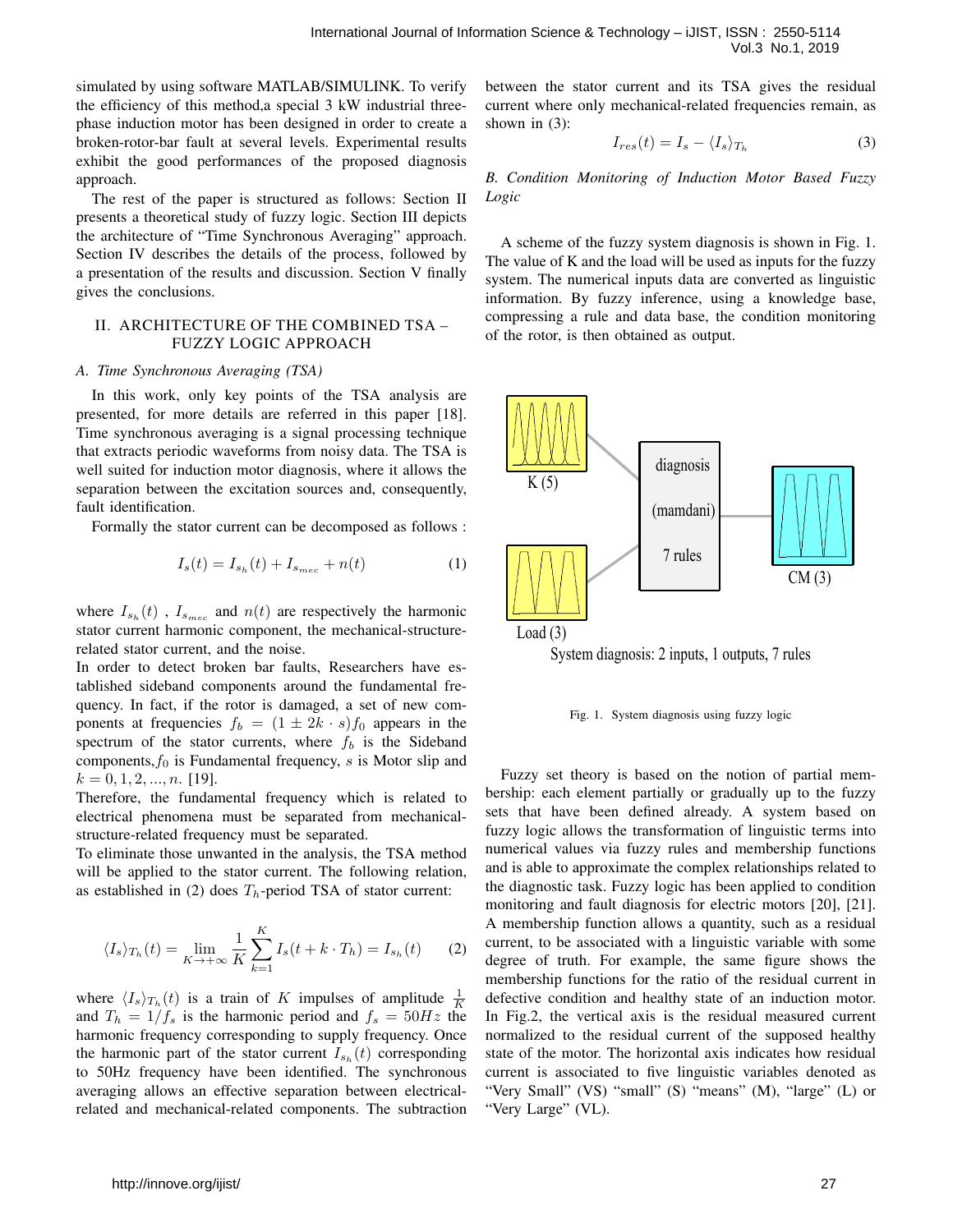simulated by using software MATLAB/SIMULINK. To verify the efficiency of this method,a special 3 kW industrial three-phase induction motor has been designed in order to create a broken-rotor-bar fault at several levels. Experimental results exhibit the good performances of the proposed diagnosis approach.

The rest of the paper is structured as follows: Section II presents a theoretical study of fuzzy logic. Section III depicts the architecture of "Time Synchronous Averaging" approach. Section IV describes the details of the process, followed by a presentation of the results and discussion. Section V finally gives the conclusions.

## II. ARCHITECTURE OF THE COMBINED TSA – FUZZY LOGIC APPROACH

### *A. Time Synchronous Averaging (TSA)*

In this work, only key points of the TSA analysis are presented, for more details are referred in this paper [18]. Time synchronous averaging is a signal processing technique that extracts periodic waveforms from noisy data. The TSA is well suited for induction motor diagnosis, where it allows the separation between the excitation sources and, consequently, fault identification.

Formally the stator current can be decomposed as follows :

$$I_s(t) = I_{s_h}(t) + I_{s_{mec}} + n(t) \tag{1}$$

where $I_{s_h}(t)$ , $I_{s_{mec}}$ and $n(t)$ are respectively the harmonic stator current harmonic component, the mechanical-structure-related stator current, and the noise.

In order to detect broken bar faults, Researchers have established sideband components around the fundamental frequency. In fact, if the rotor is damaged, a set of new components at frequencies $f_b = (1 \pm 2k \cdot s)f_0$ appears in the spectrum of the stator currents, where $f_b$ is the Sideband components, $f_0$ is Fundamental frequency, $s$ is Motor slip and $k = 0, 1, 2, ..., n$. [19].

Therefore, the fundamental frequency which is related to electrical phenomena must be separated from mechanical-structure-related frequency must be separated.

To eliminate those unwanted in the analysis, the TSA method will be applied to the stator current. The following relation, as established in (2) does $T_h$-period TSA of stator current:

$$\langle I_s \rangle_{T_h}(t) = \lim_{K \to +\infty} \frac{1}{K} \sum_{k=1}^{K} I_s(t + k \cdot T_h) = I_{s_h}(t) \tag{2}$$

where $\langle I_s \rangle_{T_h}(t)$ is a train of $K$ impulses of amplitude $\frac{1}{K}$ and $T_h = 1/f_s$ is the harmonic period and $f_s = 50Hz$ the harmonic frequency corresponding to supply frequency. Once the harmonic part of the stator current $I_{s_h}(t)$ corresponding to 50Hz frequency have been identified. The synchronous averaging allows an effective separation between electrical-related and mechanical-related components. The subtraction between the stator current and its TSA gives the residual current where only mechanical-related frequencies remain, as shown in (3):

$$I_{res}(t) = I_s - \langle I_s \rangle_{T_h} \tag{3}$$

### *B. Condition Monitoring of Induction Motor Based Fuzzy Logic*

A scheme of the fuzzy system diagnosis is shown in Fig. 1. The value of K and the load will be used as inputs for the fuzzy system. The numerical inputs data are converted as linguistic information. By fuzzy inference, using a knowledge base, compressing a rule and data base, the condition monitoring of the rotor, is then obtained as output.

K (5)

Load (3)

diagnosis

(mamdani)

7 rules

CM (3)

System diagnosis: 2 inputs, 1 outputs, 7 rules

Fig. 1. System diagnosis using fuzzy logic

Fuzzy set theory is based on the notion of partial membership: each element partially or gradually up to the fuzzy sets that have been defined already. A system based on fuzzy logic allows the transformation of linguistic terms into numerical values via fuzzy rules and membership functions and is able to approximate the complex relationships related to the diagnostic task. Fuzzy logic has been applied to condition monitoring and fault diagnosis for electric motors [20], [21]. A membership function allows a quantity, such as a residual current, to be associated with a linguistic variable with some degree of truth. For example, the same figure shows the membership functions for the ratio of the residual current in defective condition and healthy state of an induction motor. In Fig.2, the vertical axis is the residual measured current normalized to the residual current of the supposed healthy state of the motor. The horizontal axis indicates how residual current is associated to five linguistic variables denoted as "Very Small" (VS) "small" (S) "means" (M), "large" (L) or "Very Large" (VL).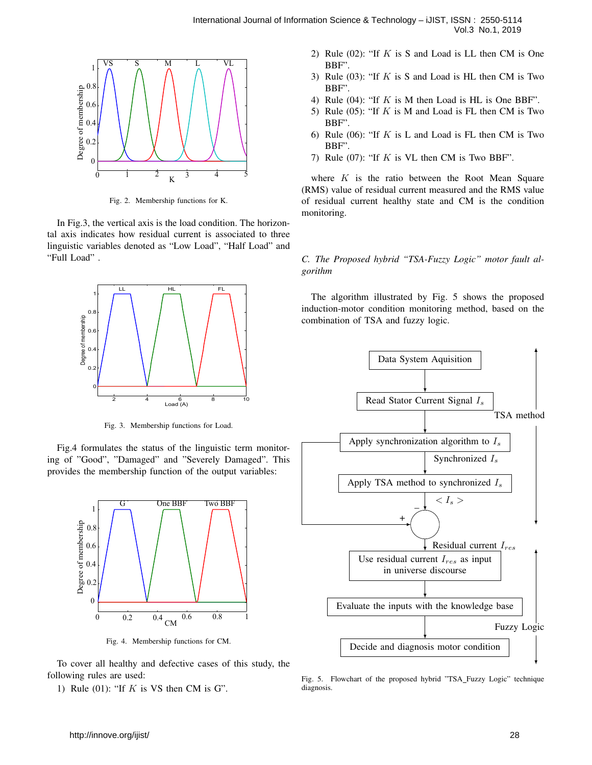Fig. 2. Membership functions for K.

In Fig.3, the vertical axis is the load condition. The horizontal axis indicates how residual current is associated to three linguistic variables denoted as "Low Load", "Half Load" and "Full Load" .

Fig. 3. Membership functions for Load.

Fig.4 formulates the status of the linguistic term monitoring of "Good", "Damaged" and "Severely Damaged". This provides the membership function of the output variables:

Fig. 4. Membership functions for CM.

To cover all healthy and defective cases of this study, the following rules are used:

1) Rule (01): "If $K$ is VS then CM is G".
2) Rule (02): "If $K$ is S and Load is LL then CM is One BBF".
3) Rule (03): "If $K$ is S and Load is HL then CM is Two BBF".
4) Rule (04): "If $K$ is M then Load is HL is One BBF".
5) Rule (05): "If $K$ is M and Load is FL then CM is Two BBF".
6) Rule (06): "If $K$ is L and Load is FL then CM is Two BBF".
7) Rule (07): "If $K$ is VL then CM is Two BBF".

where $K$ is the ratio between the Root Mean Square (RMS) value of residual current measured and the RMS value of residual current healthy state and CM is the condition monitoring.

### C. The Proposed hybrid "TSA-Fuzzy Logic" motor fault algorithm

The algorithm illustrated by Fig. 5 shows the proposed induction-motor condition monitoring method, based on the combination of TSA and fuzzy logic.

Fig. 5. Flowchart of the proposed hybrid "TSA_Fuzzy Logic" technique diagnosis.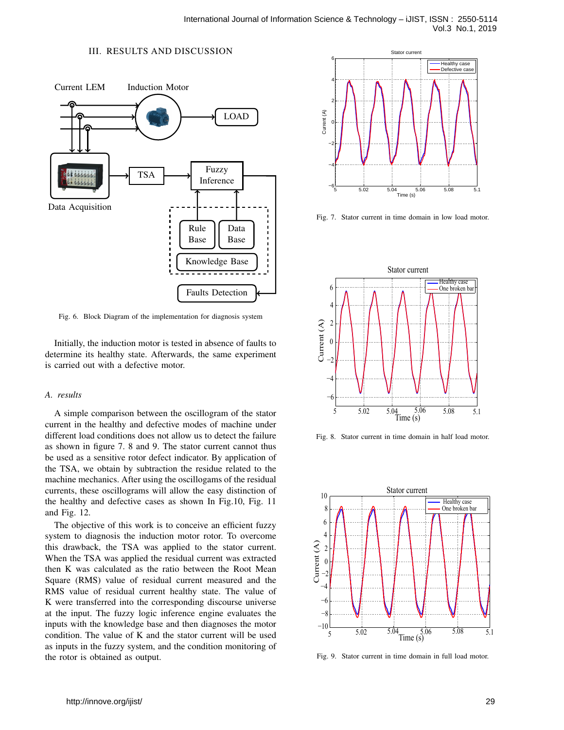## III. RESULTS AND DISCUSSION

Fig. 6. Block Diagram of the implementation for diagnosis system

Initially, the induction motor is tested in absence of faults to determine its healthy state. Afterwards, the same experiment is carried out with a defective motor.

### A. results

A simple comparison between the oscillogram of the stator current in the healthy and defective modes of machine under different load conditions does not allow us to detect the failure as shown in figure 7. 8 and 9. The stator current cannot thus be used as a sensitive rotor defect indicator. By application of the TSA, we obtain by subtraction the residue related to the machine mechanics. After using the oscillogams of the residual currents, these oscillograms will allow the easy distinction of the healthy and defective cases as shown In Fig.10, Fig. 11 and Fig. 12.

The objective of this work is to conceive an efficient fuzzy system to diagnosis the induction motor rotor. To overcome this drawback, the TSA was applied to the stator current. When the TSA was applied the residual current was extracted then K was calculated as the ratio between the Root Mean Square (RMS) value of residual current measured and the RMS value of residual current healthy state. The value of K were transferred into the corresponding discourse universe at the input. The fuzzy logic inference engine evaluates the inputs with the knowledge base and then diagnoses the motor condition. The value of K and the stator current will be used as inputs in the fuzzy system, and the condition monitoring of the rotor is obtained as output.

Fig. 7. Stator current in time domain in low load motor.

Fig. 8. Stator current in time domain in half load motor.

Fig. 9. Stator current in time domain in full load motor.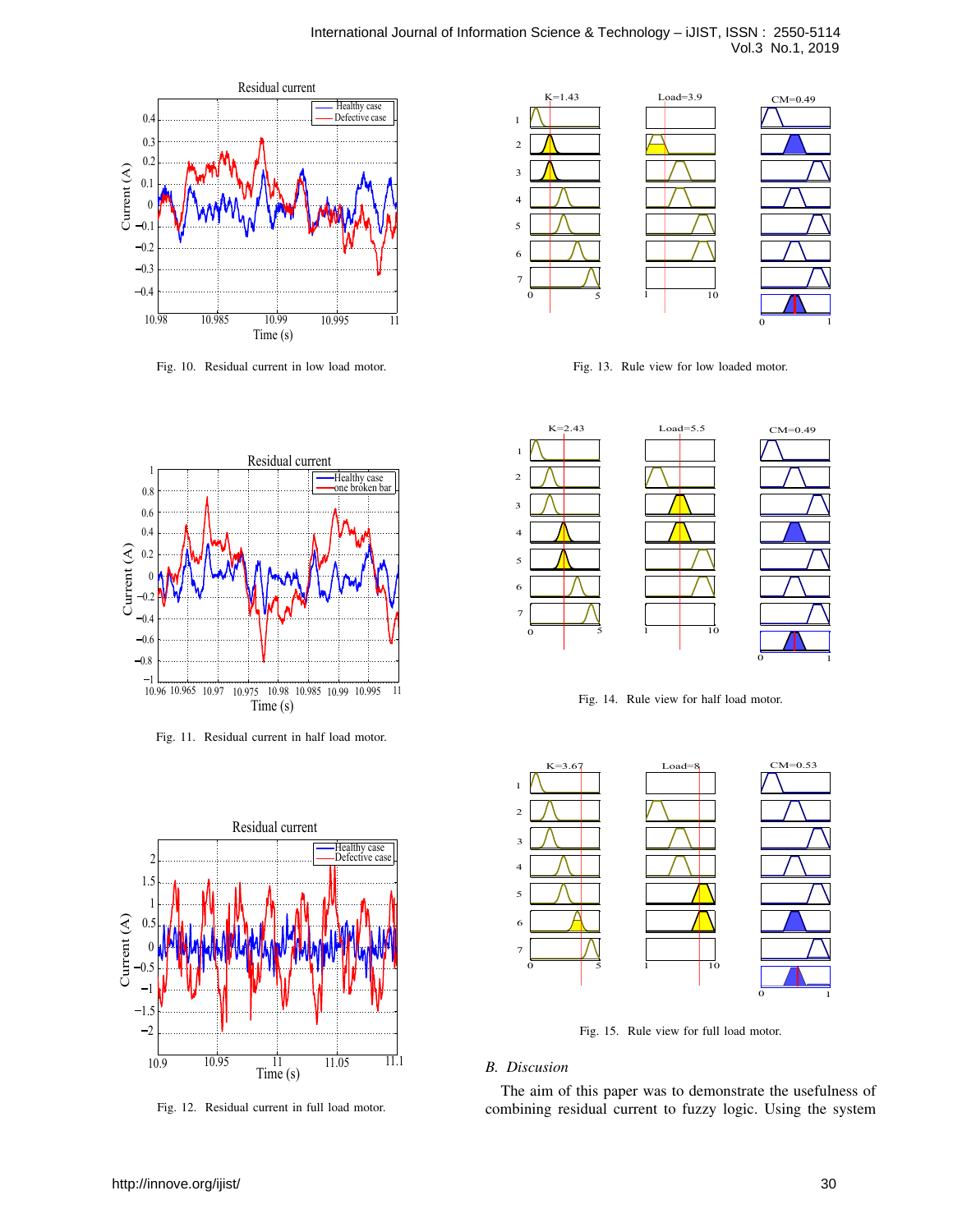Fig. 10. Residual current in low load motor.

Fig. 11. Residual current in half load motor.

Fig. 12. Residual current in full load motor.

Fig. 13. Rule view for low loaded motor.

Fig. 14. Rule view for half load motor.

Fig. 15. Rule view for full load motor.

## *B. Discussion*

The aim of this paper was to demonstrate the usefulness of combining residual current to fuzzy logic. Using the system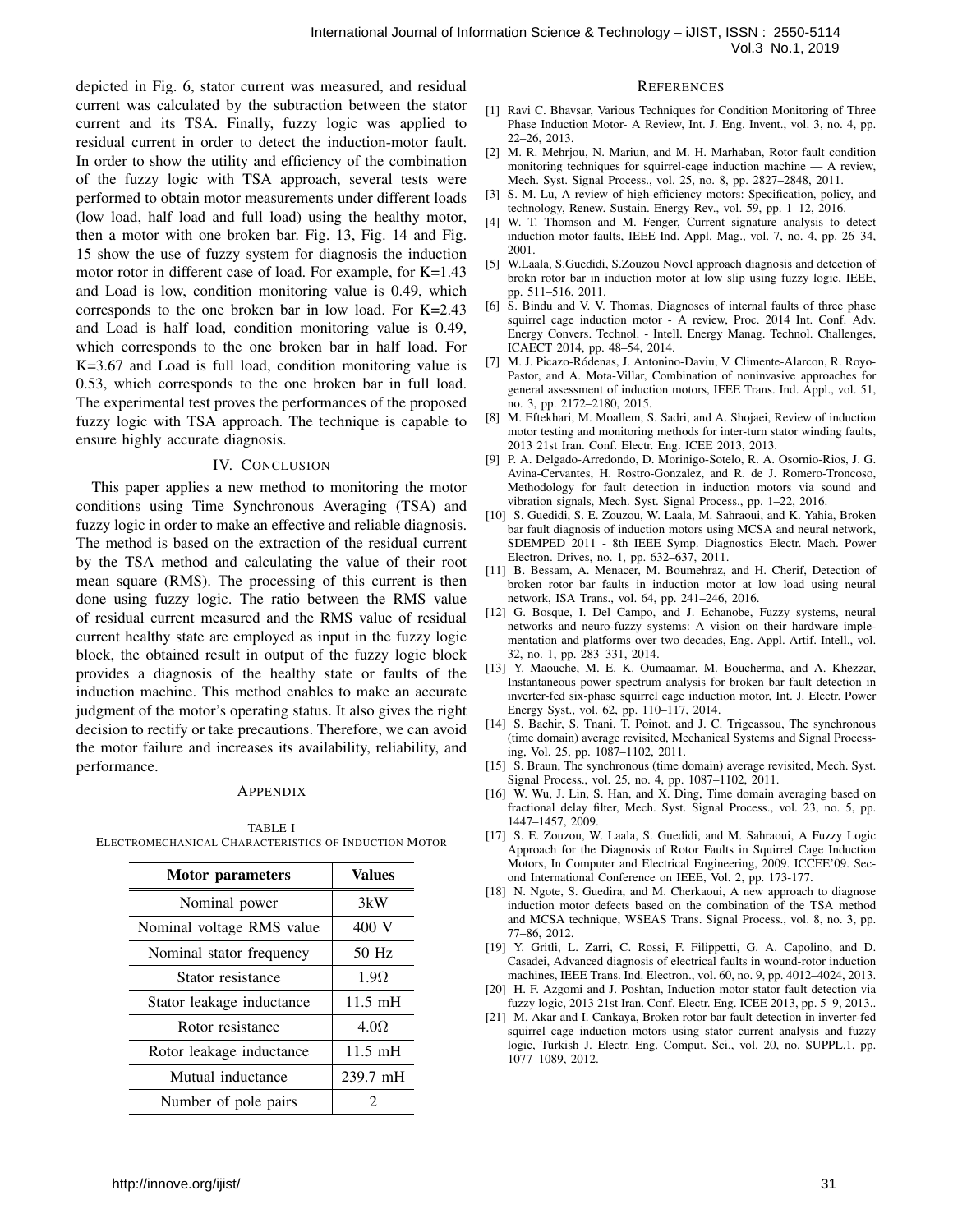depicted in Fig. 6, stator current was measured, and residual current was calculated by the subtraction between the stator current and its TSA. Finally, fuzzy logic was applied to residual current in order to detect the induction-motor fault. In order to show the utility and efficiency of the combination of the fuzzy logic with TSA approach, several tests were performed to obtain motor measurements under different loads (low load, half load and full load) using the healthy motor, then a motor with one broken bar. Fig. 13, Fig. 14 and Fig. 15 show the use of fuzzy system for diagnosis the induction motor rotor in different case of load. For example, for K=1.43 and Load is low, condition monitoring value is 0.49, which corresponds to the one broken bar in low load. For K=2.43 and Load is half load, condition monitoring value is 0.49, which corresponds to the one broken bar in half load. For K=3.67 and Load is full load, condition monitoring value is 0.53, which corresponds to the one broken bar in full load. The experimental test proves the performances of the proposed fuzzy logic with TSA approach. The technique is capable to ensure highly accurate diagnosis.

## IV. Conclusion

This paper applies a new method to monitoring the motor conditions using Time Synchronous Averaging (TSA) and fuzzy logic in order to make an effective and reliable diagnosis. The method is based on the extraction of the residual current by the TSA method and calculating the value of their root mean square (RMS). The processing of this current is then done using fuzzy logic. The ratio between the RMS value of residual current measured and the RMS value of residual current healthy state are employed as input in the fuzzy logic block, the obtained result in output of the fuzzy logic block provides a diagnosis of the healthy state or faults of the induction machine. This method enables to make an accurate judgment of the motor's operating status. It also gives the right decision to rectify or take precautions. Therefore, we can avoid the motor failure and increases its availability, reliability, and performance.

## Appendix

TABLE I
Electromechanical Characteristics of Induction Motor

| Motor parameters | Values |
|---|---|
| Nominal power | 3kW |
| Nominal voltage RMS value | 400 V |
| Nominal stator frequency | 50 Hz |
| Stator resistance | 1.9Ω |
| Stator leakage inductance | 11.5 mH |
| Rotor resistance | 4.0Ω |
| Rotor leakage inductance | 11.5 mH |
| Mutual inductance | 239.7 mH |
| Number of pole pairs | 2 |

## References

[1] Ravi C. Bhavsar, Various Techniques for Condition Monitoring of Three Phase Induction Motor- A Review, Int. J. Eng. Invent., vol. 3, no. 4, pp. 22–26, 2013.

[2] M. R. Mehrjou, N. Mariun, and M. H. Marhaban, Rotor fault condition monitoring techniques for squirrel-cage induction machine — A review, Mech. Syst. Signal Process., vol. 25, no. 8, pp. 2827–2848, 2011.

[3] S. M. Lu, A review of high-efficiency motors: Specification, policy, and technology, Renew. Sustain. Energy Rev., vol. 59, pp. 1–12, 2016.

[4] W. T. Thomson and M. Fenger, Current signature analysis to detect induction motor faults, IEEE Ind. Appl. Mag., vol. 7, no. 4, pp. 26–34, 2001.

[5] W.Laala, S.Guedidi, S.Zouzou Novel approach diagnosis and detection of brokn rotor bar in induction motor at low slip using fuzzy logic, IEEE, pp. 511–516, 2011.

[6] S. Bindu and V. V. Thomas, Diagnoses of internal faults of three phase squirrel cage induction motor - A review, Proc. 2014 Int. Conf. Adv. Energy Convers. Technol. - Intell. Energy Manag. Technol. Challenges, ICAECT 2014, pp. 48–54, 2014.

[7] M. J. Picazo-Ródenas, J. Antonino-Daviu, V. Climente-Alarcon, R. Royo-Pastor, and A. Mota-Villar, Combination of noninvasive approaches for general assessment of induction motors, IEEE Trans. Ind. Appl., vol. 51, no. 3, pp. 2172–2180, 2015.

[8] M. Eftekhari, M. Moallem, S. Sadri, and A. Shojaei, Review of induction motor testing and monitoring methods for inter-turn stator winding faults, 2013 21st Iran. Conf. Electr. Eng. ICEE 2013, 2013.

[9] P. A. Delgado-Arredondo, D. Morinigo-Sotelo, R. A. Osornio-Rios, J. G. Avina-Cervantes, H. Rostro-Gonzalez, and R. de J. Romero-Troncoso, Methodology for fault detection in induction motors via sound and vibration signals, Mech. Syst. Signal Process., pp. 1–22, 2016.

[10] S. Guedidi, S. E. Zouzou, W. Laala, M. Sahraoui, and K. Yahia, Broken bar fault diagnosis of induction motors using MCSA and neural network, SDEMPED 2011 - 8th IEEE Symp. Diagnostics Electr. Mach. Power Electron. Drives, no. 1, pp. 632–637, 2011.

[11] B. Bessam, A. Menacer, M. Boumehraz, and H. Cherif, Detection of broken rotor bar faults in induction motor at low load using neural network, ISA Trans., vol. 64, pp. 241–246, 2016.

[12] G. Bosque, I. Del Campo, and J. Echanobe, Fuzzy systems, neural networks and neuro-fuzzy systems: A vision on their hardware implementation and platforms over two decades, Eng. Appl. Artif. Intell., vol. 32, no. 1, pp. 283–331, 2014.

[13] Y. Maouche, M. E. K. Oumaamar, M. Boucherma, and A. Khezzar, Instantaneous power spectrum analysis for broken bar fault detection in inverter-fed six-phase squirrel cage induction motor, Int. J. Electr. Power Energy Syst., vol. 62, pp. 110–117, 2014.

[14] S. Bachir, S. Tnani, T. Poinot, and J. C. Trigeassou, The synchronous (time domain) average revisited, Mechanical Systems and Signal Processing, Vol. 25, pp. 1087–1102, 2011.

[15] S. Braun, The synchronous (time domain) average revisited, Mech. Syst. Signal Process., vol. 25, no. 4, pp. 1087–1102, 2011.

[16] W. Wu, J. Lin, S. Han, and X. Ding, Time domain averaging based on fractional delay filter, Mech. Syst. Signal Process., vol. 23, no. 5, pp. 1447–1457, 2009.

[17] S. E. Zouzou, W. Laala, S. Guedidi, and M. Sahraoui, A Fuzzy Logic Approach for the Diagnosis of Rotor Faults in Squirrel Cage Induction Motors, In Computer and Electrical Engineering, 2009. ICCEE'09. Second International Conference on IEEE, Vol. 2, pp. 173-177.

[18] N. Ngote, S. Guedira, and M. Cherkaoui, A new approach to diagnose induction motor defects based on the combination of the TSA method and MCSA technique, WSEAS Trans. Signal Process., vol. 8, no. 3, pp. 77–86, 2012.

[19] Y. Gritli, L. Zarri, C. Rossi, F. Filippetti, G. A. Capolino, and D. Casadei, Advanced diagnosis of electrical faults in wound-rotor induction machines, IEEE Trans. Ind. Electron., vol. 60, no. 9, pp. 4012–4024, 2013.

[20] H. F. Azgomi and J. Poshtan, Induction motor stator fault detection via fuzzy logic, 2013 21st Iran. Conf. Electr. Eng. ICEE 2013, pp. 5–9, 2013..

[21] M. Akar and I. Cankaya, Broken rotor bar fault detection in inverter-fed squirrel cage induction motors using stator current analysis and fuzzy logic, Turkish J. Electr. Eng. Comput. Sci., vol. 20, no. SUPPL.1, pp. 1077–1089, 2012.